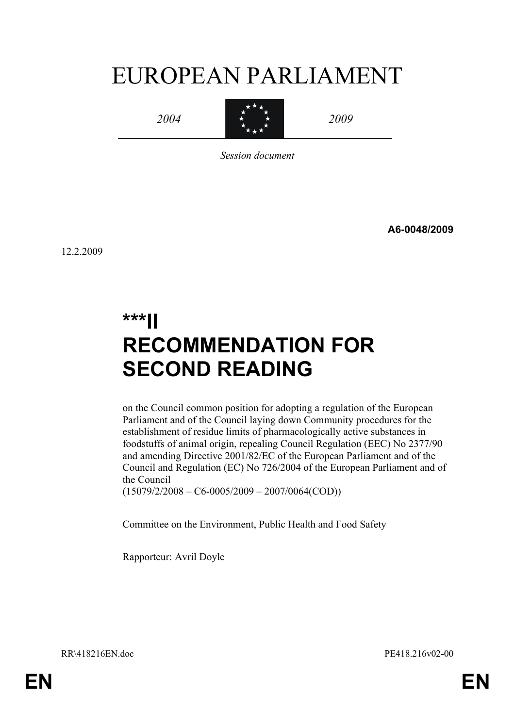# EUROPEAN PARLIAMENT

*2004* *2009*

*Session document*

**A6-0048/2009**

12.2.2009

# ***II RECOMMENDATION FOR SECOND READING

on the Council common position for adopting a regulation of the European Parliament and of the Council laying down Community procedures for the establishment of residue limits of pharmacologically active substances in foodstuffs of animal origin, repealing Council Regulation (EEC) No 2377/90 and amending Directive 2001/82/EC of the European Parliament and of the Council and Regulation (EC) No 726/2004 of the European Parliament and of the Council
(15079/2/2008 – C6-0005/2009 – 2007/0064(COD))

Committee on the Environment, Public Health and Food Safety

Rapporteur: Avril Doyle

RR\418216EN.doc PE418.216v02-00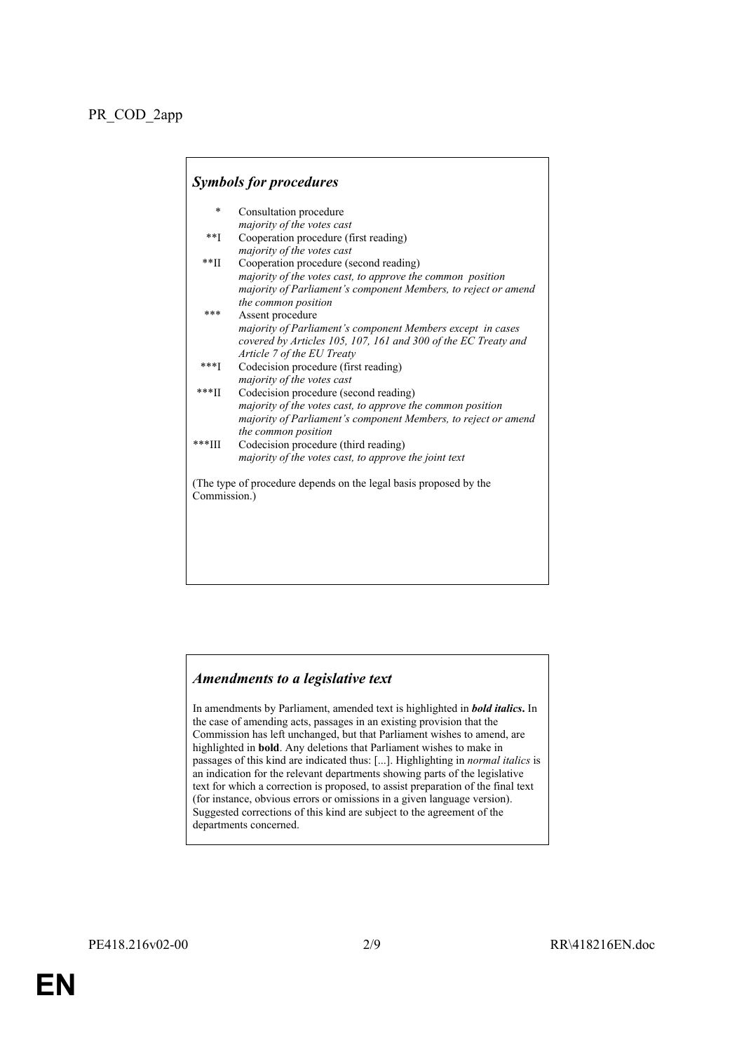PR_COD_2app

### *Symbols for procedures*

| | |
|---|---|
| * | Consultation procedure<br>*majority of the votes cast* |
| **I | Cooperation procedure (first reading)<br>*majority of the votes cast* |
| **II | Cooperation procedure (second reading)<br>*majority of the votes cast, to approve the common position*<br>*majority of Parliament's component Members, to reject or amend the common position* |
| *** | Assent procedure<br>*majority of Parliament's component Members except in cases covered by Articles 105, 107, 161 and 300 of the EC Treaty and Article 7 of the EU Treaty* |
| ***I | Codecision procedure (first reading)<br>*majority of the votes cast* |
| ***II | Codecision procedure (second reading)<br>*majority of the votes cast, to approve the common position*<br>*majority of Parliament's component Members, to reject or amend the common position* |
| ***III | Codecision procedure (third reading)<br>*majority of the votes cast, to approve the joint text* |

(The type of procedure depends on the legal basis proposed by the Commission.)

### *Amendments to a legislative text*

In amendments by Parliament, amended text is highlighted in ***bold italics***. In the case of amending acts, passages in an existing provision that the Commission has left unchanged, but that Parliament wishes to amend, are highlighted in **bold**. Any deletions that Parliament wishes to make in passages of this kind are indicated thus: [...]. Highlighting in *normal italics* is an indication for the relevant departments showing parts of the legislative text for which a correction is proposed, to assist preparation of the final text (for instance, obvious errors or omissions in a given language version). Suggested corrections of this kind are subject to the agreement of the departments concerned.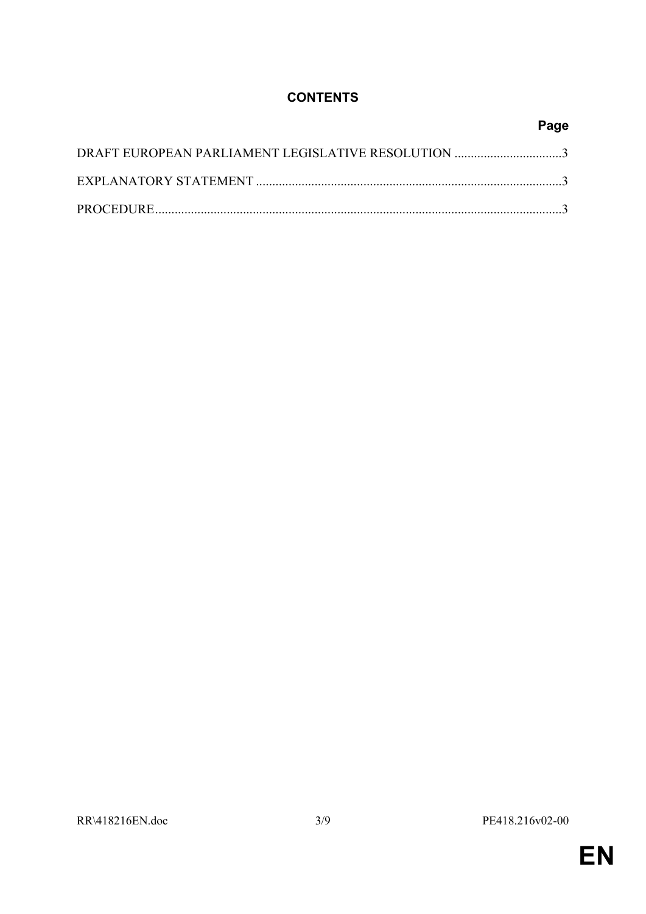# CONTENTS

| | Page |
|---|---|
| DRAFT EUROPEAN PARLIAMENT LEGISLATIVE RESOLUTION | 3 |
| EXPLANATORY STATEMENT | 3 |
| PROCEDURE | 3 |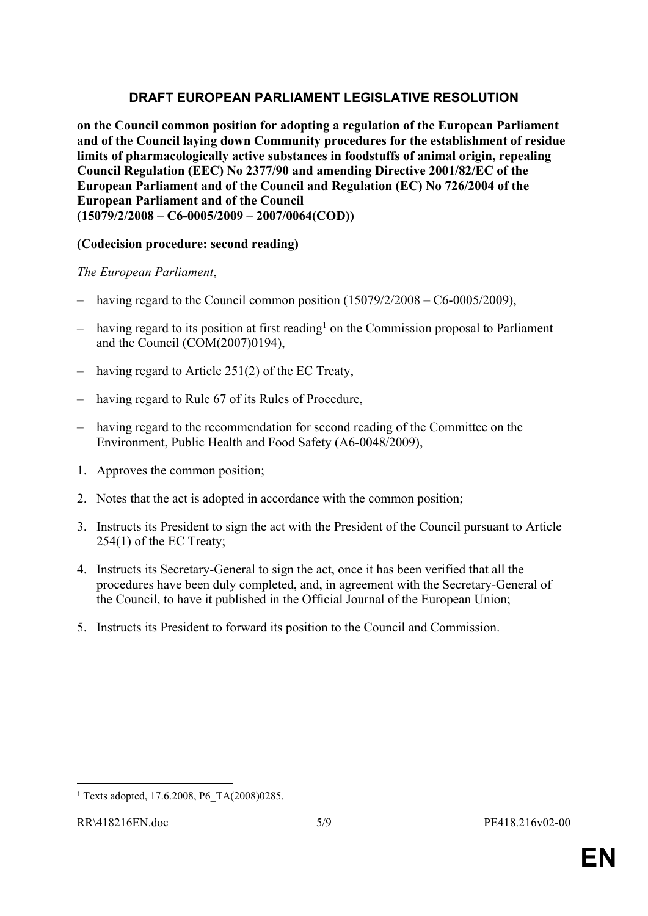## DRAFT EUROPEAN PARLIAMENT LEGISLATIVE RESOLUTION

**on the Council common position for adopting a regulation of the European Parliament and of the Council laying down Community procedures for the establishment of residue limits of pharmacologically active substances in foodstuffs of animal origin, repealing Council Regulation (EEC) No 2377/90 and amending Directive 2001/82/EC of the European Parliament and of the Council and Regulation (EC) No 726/2004 of the European Parliament and of the Council (15079/2/2008 – C6-0005/2009 – 2007/0064(COD))**

**(Codecision procedure: second reading)**

*The European Parliament*,

– having regard to the Council common position (15079/2/2008 – C6-0005/2009),

– having regard to its position at first reading[1] on the Commission proposal to Parliament and the Council (COM(2007)0194),

– having regard to Article 251(2) of the EC Treaty,

– having regard to Rule 67 of its Rules of Procedure,

– having regard to the recommendation for second reading of the Committee on the Environment, Public Health and Food Safety (A6-0048/2009),

1. Approves the common position;

2. Notes that the act is adopted in accordance with the common position;

3. Instructs its President to sign the act with the President of the Council pursuant to Article 254(1) of the EC Treaty;

4. Instructs its Secretary-General to sign the act, once it has been verified that all the procedures have been duly completed, and, in agreement with the Secretary-General of the Council, to have it published in the Official Journal of the European Union;

5. Instructs its President to forward its position to the Council and Commission.

---

[1] Texts adopted, 17.6.2008, P6_TA(2008)0285.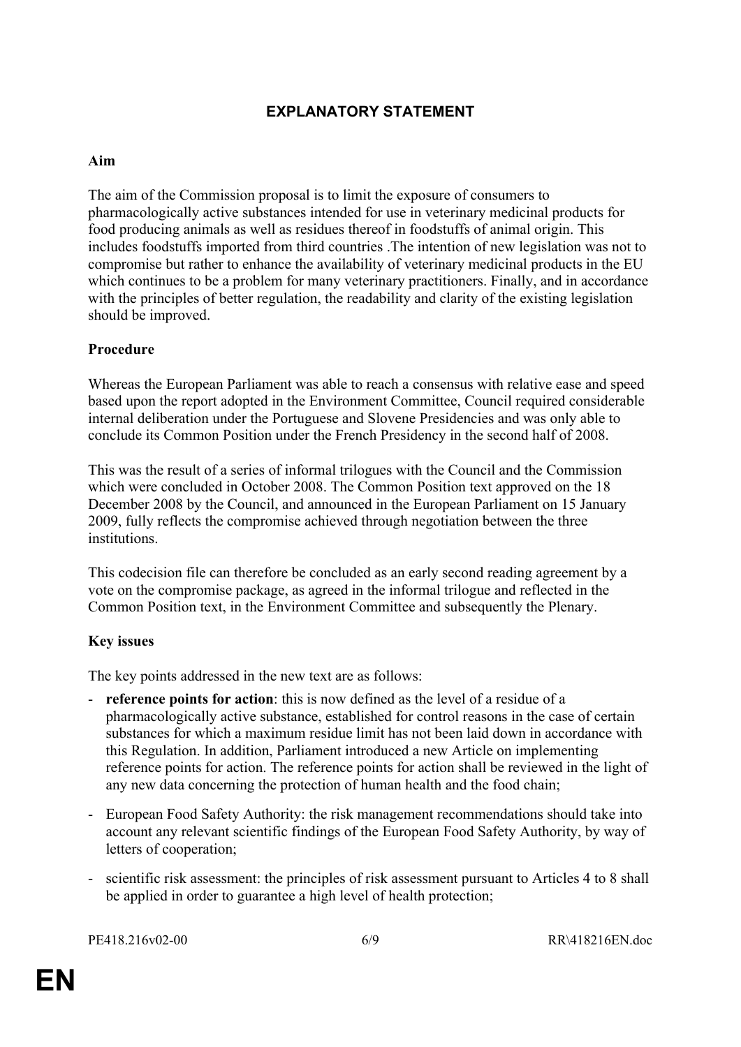# EXPLANATORY STATEMENT

**Aim**

The aim of the Commission proposal is to limit the exposure of consumers to pharmacologically active substances intended for use in veterinary medicinal products for food producing animals as well as residues thereof in foodstuffs of animal origin. This includes foodstuffs imported from third countries .The intention of new legislation was not to compromise but rather to enhance the availability of veterinary medicinal products in the EU which continues to be a problem for many veterinary practitioners. Finally, and in accordance with the principles of better regulation, the readability and clarity of the existing legislation should be improved.

**Procedure**

Whereas the European Parliament was able to reach a consensus with relative ease and speed based upon the report adopted in the Environment Committee, Council required considerable internal deliberation under the Portuguese and Slovene Presidencies and was only able to conclude its Common Position under the French Presidency in the second half of 2008.

This was the result of a series of informal trilogues with the Council and the Commission which were concluded in October 2008. The Common Position text approved on the 18 December 2008 by the Council, and announced in the European Parliament on 15 January 2009, fully reflects the compromise achieved through negotiation between the three institutions.

This codecision file can therefore be concluded as an early second reading agreement by a vote on the compromise package, as agreed in the informal trilogue and reflected in the Common Position text, in the Environment Committee and subsequently the Plenary.

**Key issues**

The key points addressed in the new text are as follows:

- **reference points for action**: this is now defined as the level of a residue of a pharmacologically active substance, established for control reasons in the case of certain substances for which a maximum residue limit has not been laid down in accordance with this Regulation. In addition, Parliament introduced a new Article on implementing reference points for action. The reference points for action shall be reviewed in the light of any new data concerning the protection of human health and the food chain;
- European Food Safety Authority: the risk management recommendations should take into account any relevant scientific findings of the European Food Safety Authority, by way of letters of cooperation;
- scientific risk assessment: the principles of risk assessment pursuant to Articles 4 to 8 shall be applied in order to guarantee a high level of health protection;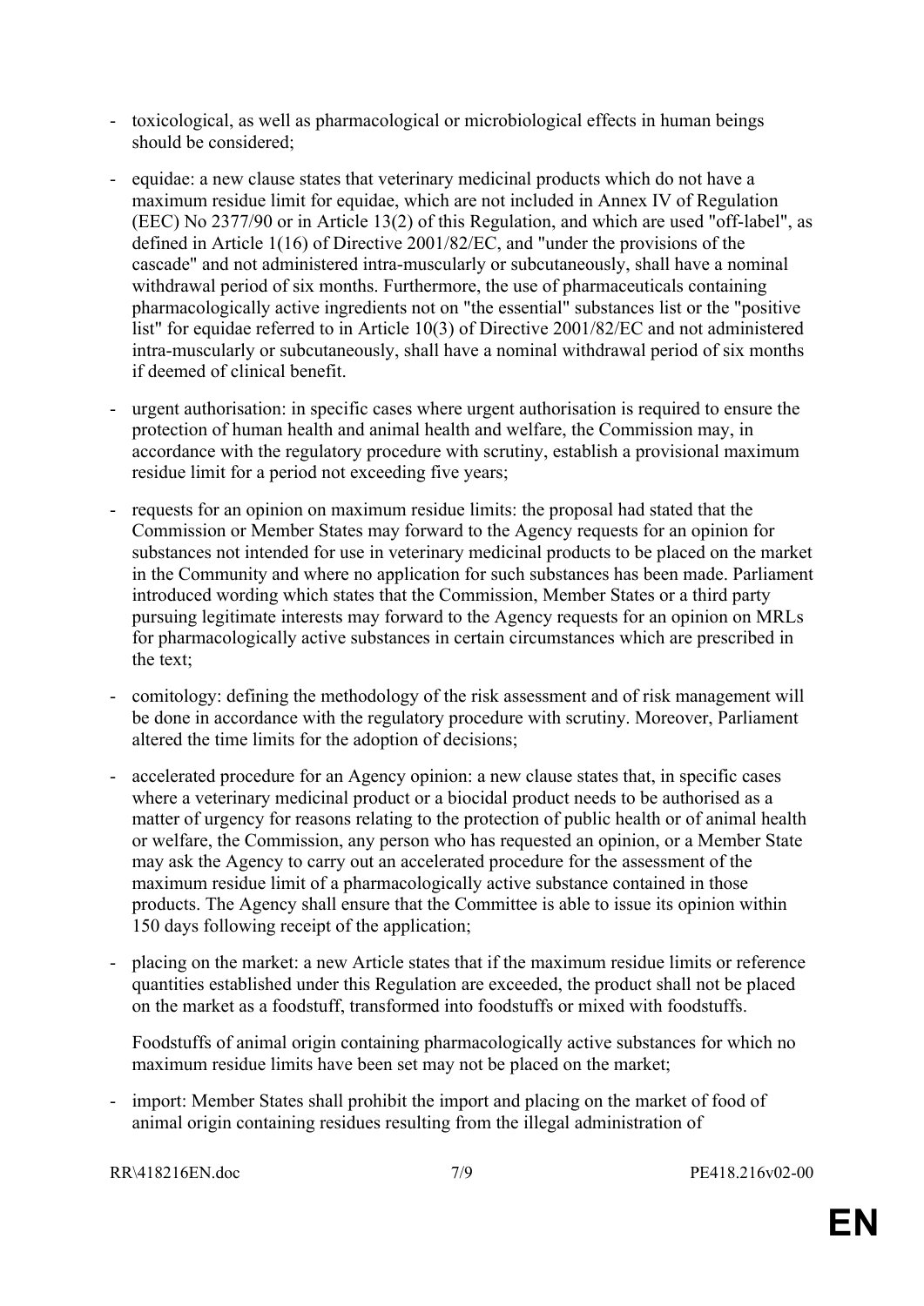- toxicological, as well as pharmacological or microbiological effects in human beings should be considered;
- equidae: a new clause states that veterinary medicinal products which do not have a maximum residue limit for equidae, which are not included in Annex IV of Regulation (EEC) No 2377/90 or in Article 13(2) of this Regulation, and which are used "off-label", as defined in Article 1(16) of Directive 2001/82/EC, and "under the provisions of the cascade" and not administered intra-muscularly or subcutaneously, shall have a nominal withdrawal period of six months. Furthermore, the use of pharmaceuticals containing pharmacologically active ingredients not on "the essential" substances list or the "positive list" for equidae referred to in Article 10(3) of Directive 2001/82/EC and not administered intra-muscularly or subcutaneously, shall have a nominal withdrawal period of six months if deemed of clinical benefit.
- urgent authorisation: in specific cases where urgent authorisation is required to ensure the protection of human health and animal health and welfare, the Commission may, in accordance with the regulatory procedure with scrutiny, establish a provisional maximum residue limit for a period not exceeding five years;
- requests for an opinion on maximum residue limits: the proposal had stated that the Commission or Member States may forward to the Agency requests for an opinion for substances not intended for use in veterinary medicinal products to be placed on the market in the Community and where no application for such substances has been made. Parliament introduced wording which states that the Commission, Member States or a third party pursuing legitimate interests may forward to the Agency requests for an opinion on MRLs for pharmacologically active substances in certain circumstances which are prescribed in the text;
- comitology: defining the methodology of the risk assessment and of risk management will be done in accordance with the regulatory procedure with scrutiny. Moreover, Parliament altered the time limits for the adoption of decisions;
- accelerated procedure for an Agency opinion: a new clause states that, in specific cases where a veterinary medicinal product or a biocidal product needs to be authorised as a matter of urgency for reasons relating to the protection of public health or of animal health or welfare, the Commission, any person who has requested an opinion, or a Member State may ask the Agency to carry out an accelerated procedure for the assessment of the maximum residue limit of a pharmacologically active substance contained in those products. The Agency shall ensure that the Committee is able to issue its opinion within 150 days following receipt of the application;
- placing on the market: a new Article states that if the maximum residue limits or reference quantities established under this Regulation are exceeded, the product shall not be placed on the market as a foodstuff, transformed into foodstuffs or mixed with foodstuffs.

  Foodstuffs of animal origin containing pharmacologically active substances for which no maximum residue limits have been set may not be placed on the market;
- import: Member States shall prohibit the import and placing on the market of food of animal origin containing residues resulting from the illegal administration of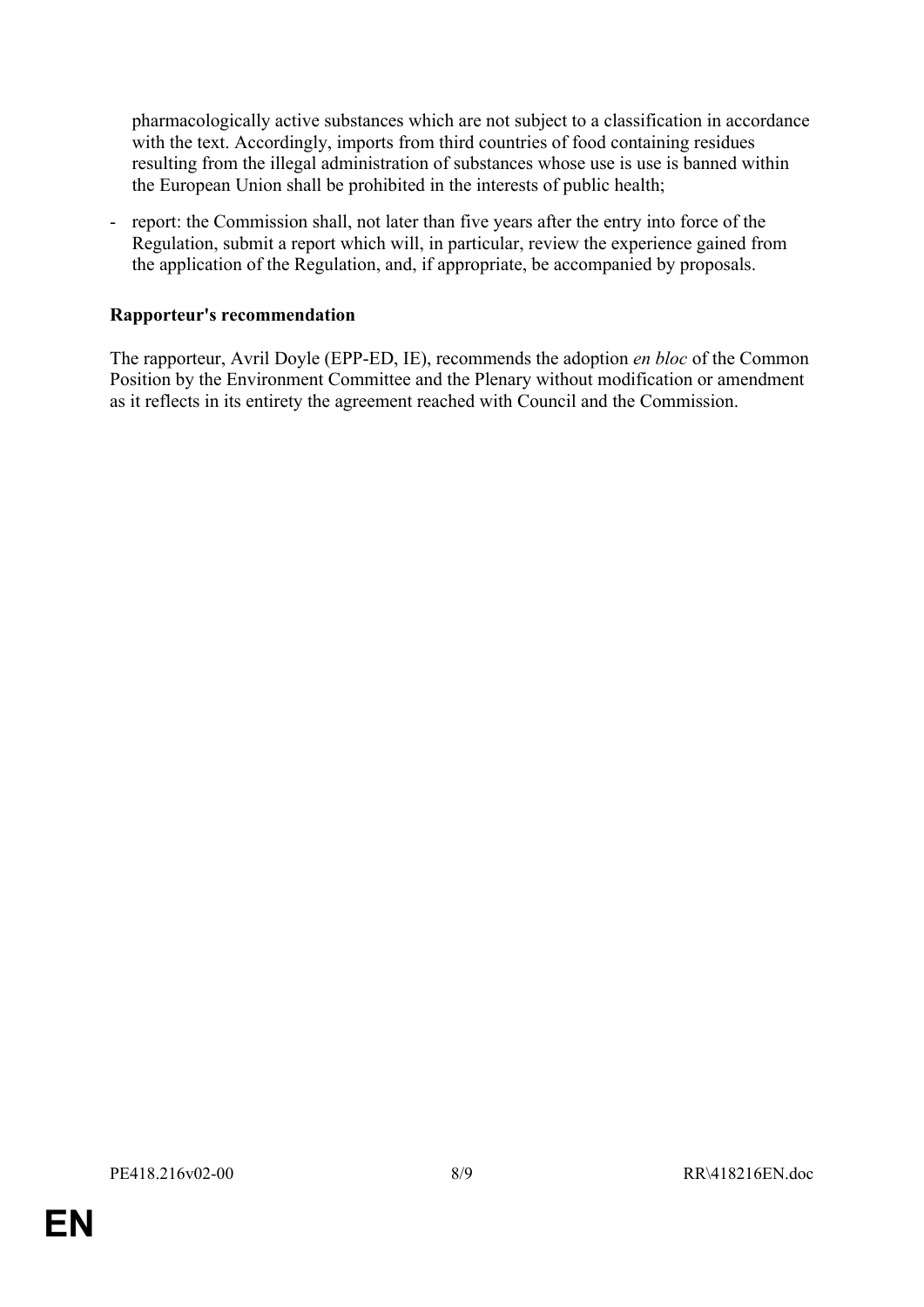pharmacologically active substances which are not subject to a classification in accordance with the text. Accordingly, imports from third countries of food containing residues resulting from the illegal administration of substances whose use is use is banned within the European Union shall be prohibited in the interests of public health;

- report: the Commission shall, not later than five years after the entry into force of the Regulation, submit a report which will, in particular, review the experience gained from the application of the Regulation, and, if appropriate, be accompanied by proposals.

**Rapporteur's recommendation**

The rapporteur, Avril Doyle (EPP-ED, IE), recommends the adoption *en bloc* of the Common Position by the Environment Committee and the Plenary without modification or amendment as it reflects in its entirety the agreement reached with Council and the Commission.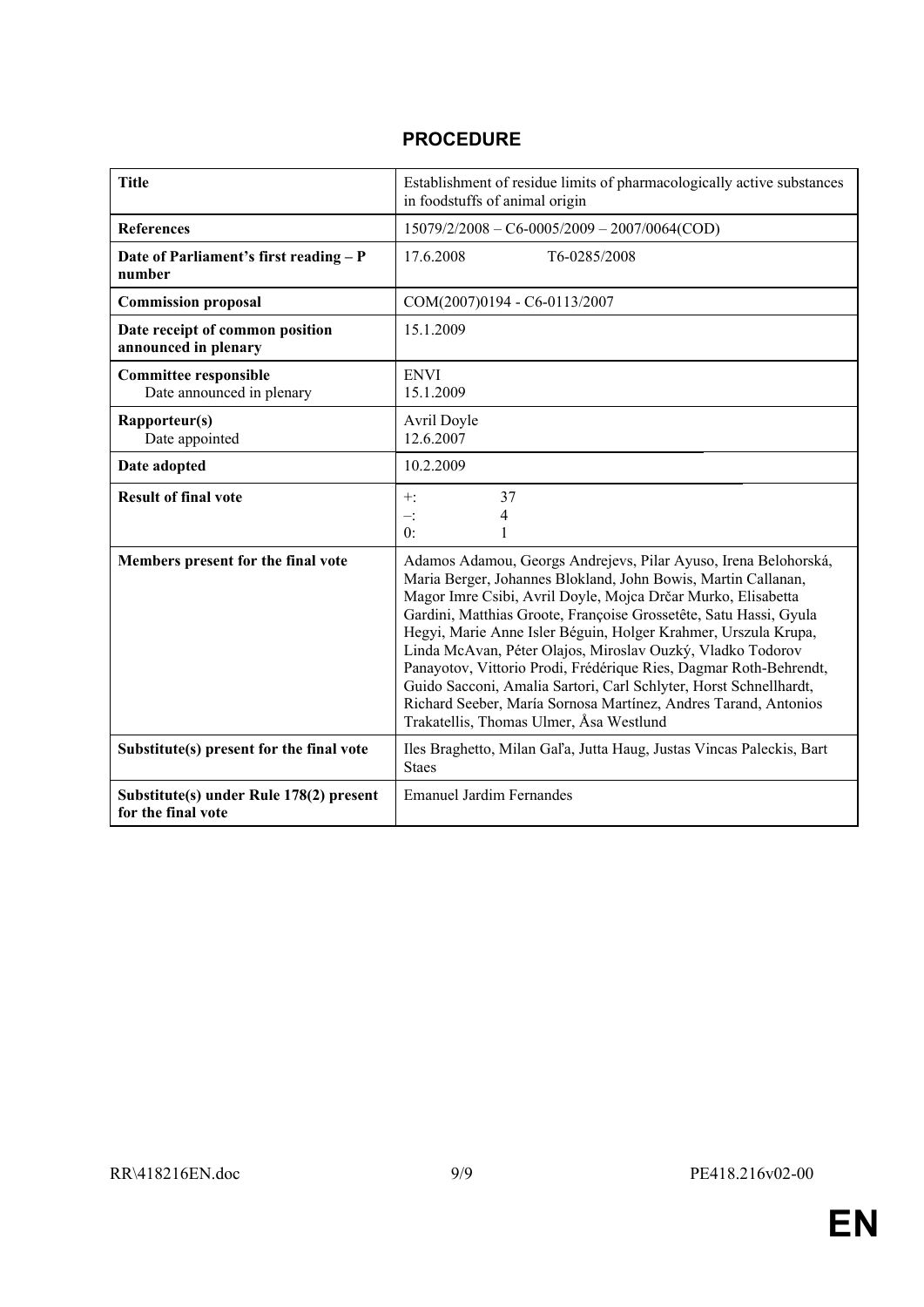## PROCEDURE

| | |
|---|---|
| **Title** | Establishment of residue limits of pharmacologically active substances in foodstuffs of animal origin |
| **References** | 15079/2/2008 – C6-0005/2009 – 2007/0064(COD) |
| **Date of Parliament's first reading – P number** | 17.6.2008 T6-0285/2008 |
| **Commission proposal** | COM(2007)0194 - C6-0113/2007 |
| **Date receipt of common position announced in plenary** | 15.1.2009 |
| **Committee responsible**<br>Date announced in plenary | ENVI<br>15.1.2009 |
| **Rapporteur(s)**<br>Date appointed | Avril Doyle<br>12.6.2007 |
| **Date adopted** | 10.2.2009 |
| **Result of final vote** | +: 37<br>–: 4<br>0: 1 |
| **Members present for the final vote** | Adamos Adamou, Georgs Andrejevs, Pilar Ayuso, Irena Belohorská, Maria Berger, Johannes Blokland, John Bowis, Martin Callanan, Magor Imre Csibi, Avril Doyle, Mojca Drčar Murko, Elisabetta Gardini, Matthias Groote, Françoise Grossetête, Satu Hassi, Gyula Hegyi, Marie Anne Isler Béguin, Holger Krahmer, Urszula Krupa, Linda McAvan, Péter Olajos, Miroslav Ouzký, Vladko Todorov Panayotov, Vittorio Prodi, Frédérique Ries, Dagmar Roth-Behrendt, Guido Sacconi, Amalia Sartori, Carl Schlyter, Horst Schnellhardt, Richard Seeber, María Sornosa Martínez, Andres Tarand, Antonios Trakatellis, Thomas Ulmer, Åsa Westlund |
| **Substitute(s) present for the final vote** | Iles Braghetto, Milan Gaľa, Jutta Haug, Justas Vincas Paleckis, Bart Staes |
| **Substitute(s) under Rule 178(2) present for the final vote** | Emanuel Jardim Fernandes |